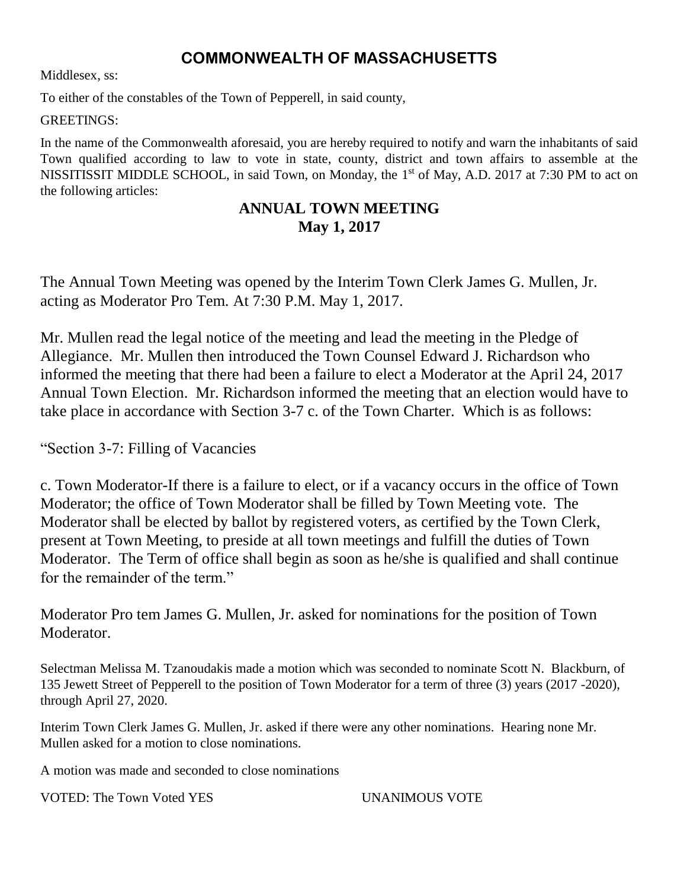## COMMONWEALTH OF MASSACHUSETTS

Middlesex, ss:

To either of the constables of the Town of Pepperell, in said county,

GREETINGS:

In the name of the Commonwealth aforesaid, you are hereby required to notify and warn the inhabitants of said Town qualified according to law to vote in state, county, district and town affairs to assemble at the NISSITISSIT MIDDLE SCHOOL, in said Town, on Monday, the 1st of May, A.D. 2017 at 7:30 PM to act on the following articles:

# ANNUAL TOWN MEETING
## May 1, 2017

The Annual Town Meeting was opened by the Interim Town Clerk James G. Mullen, Jr. acting as Moderator Pro Tem. At 7:30 P.M. May 1, 2017.

Mr. Mullen read the legal notice of the meeting and lead the meeting in the Pledge of Allegiance. Mr. Mullen then introduced the Town Counsel Edward J. Richardson who informed the meeting that there had been a failure to elect a Moderator at the April 24, 2017 Annual Town Election. Mr. Richardson informed the meeting that an election would have to take place in accordance with Section 3-7 c. of the Town Charter. Which is as follows:

"Section 3-7: Filling of Vacancies

c. Town Moderator-If there is a failure to elect, or if a vacancy occurs in the office of Town Moderator; the office of Town Moderator shall be filled by Town Meeting vote. The Moderator shall be elected by ballot by registered voters, as certified by the Town Clerk, present at Town Meeting, to preside at all town meetings and fulfill the duties of Town Moderator. The Term of office shall begin as soon as he/she is qualified and shall continue for the remainder of the term."

Moderator Pro tem James G. Mullen, Jr. asked for nominations for the position of Town Moderator.

Selectman Melissa M. Tzanoudakis made a motion which was seconded to nominate Scott N. Blackburn, of 135 Jewett Street of Pepperell to the position of Town Moderator for a term of three (3) years (2017 -2020), through April 27, 2020.

Interim Town Clerk James G. Mullen, Jr. asked if there were any other nominations. Hearing none Mr. Mullen asked for a motion to close nominations.

A motion was made and seconded to close nominations

VOTED: The Town Voted YES UNANIMOUS VOTE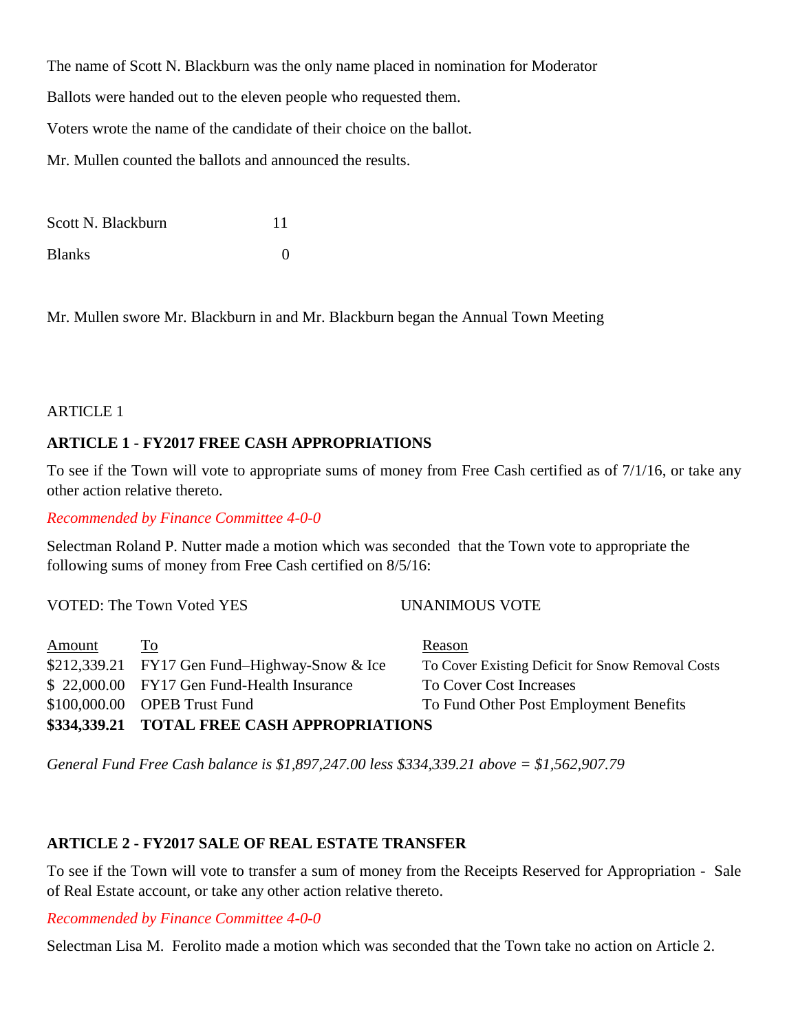The name of Scott N. Blackburn was the only name placed in nomination for Moderator

Ballots were handed out to the eleven people who requested them.

Voters wrote the name of the candidate of their choice on the ballot.

Mr. Mullen counted the ballots and announced the results.

| | |
|---|---|
| Scott N. Blackburn | 11 |
| Blanks | 0 |

Mr. Mullen swore Mr. Blackburn in and Mr. Blackburn began the Annual Town Meeting

ARTICLE 1

**ARTICLE 1 - FY2017 FREE CASH APPROPRIATIONS**

To see if the Town will vote to appropriate sums of money from Free Cash certified as of 7/1/16, or take any other action relative thereto.

*Recommended by Finance Committee 4-0-0*

Selectman Roland P. Nutter made a motion which was seconded that the Town vote to appropriate the following sums of money from Free Cash certified on 8/5/16:

VOTED: The Town Voted YES UNANIMOUS VOTE

| Amount | To | Reason |
|---|---|---|
| $212,339.21 | FY17 Gen Fund–Highway-Snow & Ice | To Cover Existing Deficit for Snow Removal Costs |
| $ 22,000.00 | FY17 Gen Fund-Health Insurance | To Cover Cost Increases |
| $100,000.00 | OPEB Trust Fund | To Fund Other Post Employment Benefits |
| **$334,339.21** | **TOTAL FREE CASH APPROPRIATIONS** | |

*General Fund Free Cash balance is $1,897,247.00 less $334,339.21 above = $1,562,907.79*

**ARTICLE 2 - FY2017 SALE OF REAL ESTATE TRANSFER**

To see if the Town will vote to transfer a sum of money from the Receipts Reserved for Appropriation - Sale of Real Estate account, or take any other action relative thereto.

*Recommended by Finance Committee 4-0-0*

Selectman Lisa M. Ferolito made a motion which was seconded that the Town take no action on Article 2.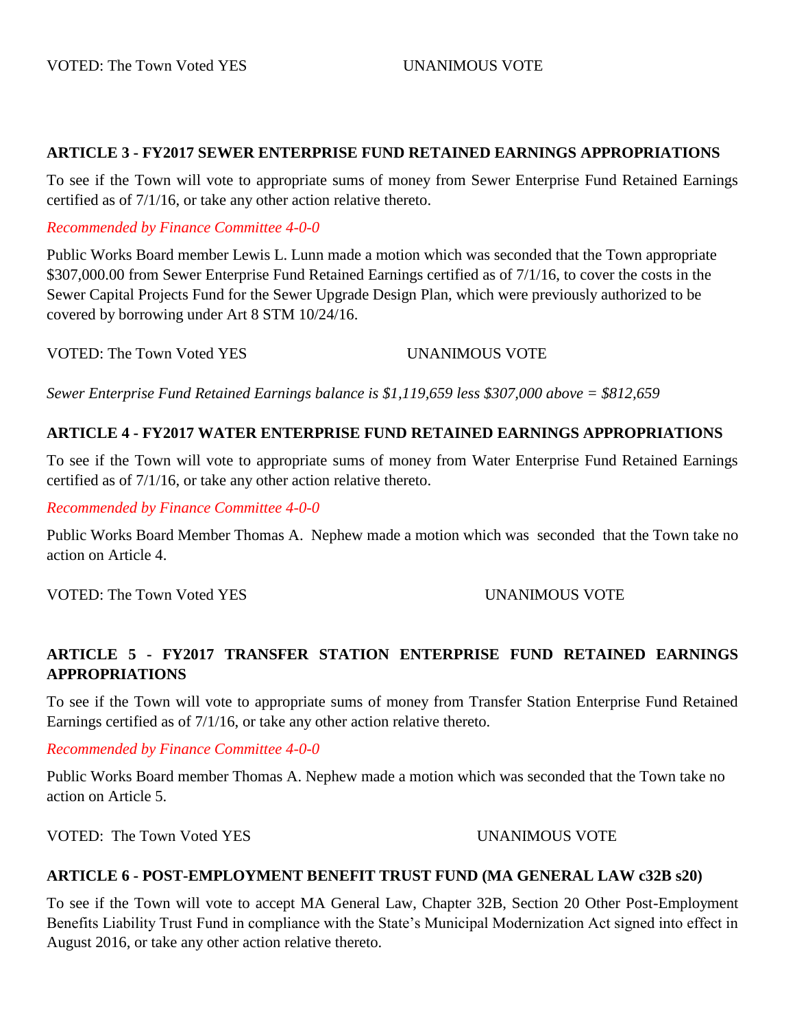VOTED: The Town Voted YES UNANIMOUS VOTE

**ARTICLE 3 - FY2017 SEWER ENTERPRISE FUND RETAINED EARNINGS APPROPRIATIONS**

To see if the Town will vote to appropriate sums of money from Sewer Enterprise Fund Retained Earnings certified as of 7/1/16, or take any other action relative thereto.

*Recommended by Finance Committee 4-0-0*

Public Works Board member Lewis L. Lunn made a motion which was seconded that the Town appropriate $307,000.00 from Sewer Enterprise Fund Retained Earnings certified as of 7/1/16, to cover the costs in the Sewer Capital Projects Fund for the Sewer Upgrade Design Plan, which were previously authorized to be covered by borrowing under Art 8 STM 10/24/16.

VOTED: The Town Voted YES UNANIMOUS VOTE

*Sewer Enterprise Fund Retained Earnings balance is $1,119,659 less $307,000 above = $812,659*

**ARTICLE 4 - FY2017 WATER ENTERPRISE FUND RETAINED EARNINGS APPROPRIATIONS**

To see if the Town will vote to appropriate sums of money from Water Enterprise Fund Retained Earnings certified as of 7/1/16, or take any other action relative thereto.

*Recommended by Finance Committee 4-0-0*

Public Works Board Member Thomas A. Nephew made a motion which was seconded that the Town take no action on Article 4.

VOTED: The Town Voted YES UNANIMOUS VOTE

**ARTICLE 5 - FY2017 TRANSFER STATION ENTERPRISE FUND RETAINED EARNINGS APPROPRIATIONS**

To see if the Town will vote to appropriate sums of money from Transfer Station Enterprise Fund Retained Earnings certified as of 7/1/16, or take any other action relative thereto.

*Recommended by Finance Committee 4-0-0*

Public Works Board member Thomas A. Nephew made a motion which was seconded that the Town take no action on Article 5.

VOTED: The Town Voted YES UNANIMOUS VOTE

**ARTICLE 6 - POST-EMPLOYMENT BENEFIT TRUST FUND (MA GENERAL LAW c32B s20)**

To see if the Town will vote to accept MA General Law, Chapter 32B, Section 20 Other Post-Employment Benefits Liability Trust Fund in compliance with the State's Municipal Modernization Act signed into effect in August 2016, or take any other action relative thereto.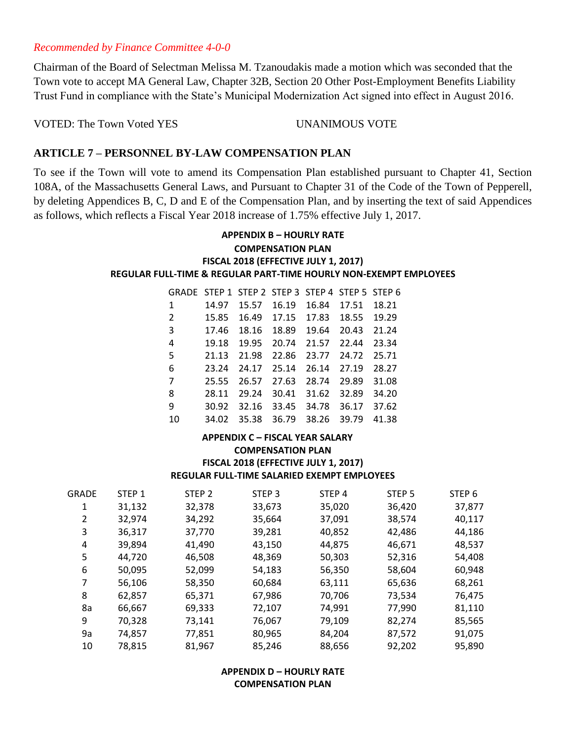*Recommended by Finance Committee 4-0-0*

Chairman of the Board of Selectman Melissa M. Tzanoudakis made a motion which was seconded that the Town vote to accept MA General Law, Chapter 32B, Section 20 Other Post-Employment Benefits Liability Trust Fund in compliance with the State's Municipal Modernization Act signed into effect in August 2016.

VOTED: The Town Voted YES UNANIMOUS VOTE

## ARTICLE 7 – PERSONNEL BY-LAW COMPENSATION PLAN

To see if the Town will vote to amend its Compensation Plan established pursuant to Chapter 41, Section 108A, of the Massachusetts General Laws, and Pursuant to Chapter 31 of the Code of the Town of Pepperell, by deleting Appendices B, C, D and E of the Compensation Plan, and by inserting the text of said Appendices as follows, which reflects a Fiscal Year 2018 increase of 1.75% effective July 1, 2017.

**APPENDIX B – HOURLY RATE**
**COMPENSATION PLAN**
**FISCAL 2018 (EFFECTIVE JULY 1, 2017)**
**REGULAR FULL-TIME & REGULAR PART-TIME HOURLY NON-EXEMPT EMPLOYEES**

| GRADE | STEP 1 | STEP 2 | STEP 3 | STEP 4 | STEP 5 | STEP 6 |
|---|---|---|---|---|---|---|
| 1 | 14.97 | 15.57 | 16.19 | 16.84 | 17.51 | 18.21 |
| 2 | 15.85 | 16.49 | 17.15 | 17.83 | 18.55 | 19.29 |
| 3 | 17.46 | 18.16 | 18.89 | 19.64 | 20.43 | 21.24 |
| 4 | 19.18 | 19.95 | 20.74 | 21.57 | 22.44 | 23.34 |
| 5 | 21.13 | 21.98 | 22.86 | 23.77 | 24.72 | 25.71 |
| 6 | 23.24 | 24.17 | 25.14 | 26.14 | 27.19 | 28.27 |
| 7 | 25.55 | 26.57 | 27.63 | 28.74 | 29.89 | 31.08 |
| 8 | 28.11 | 29.24 | 30.41 | 31.62 | 32.89 | 34.20 |
| 9 | 30.92 | 32.16 | 33.45 | 34.78 | 36.17 | 37.62 |
| 10 | 34.02 | 35.38 | 36.79 | 38.26 | 39.79 | 41.38 |

**APPENDIX C – FISCAL YEAR SALARY**
**COMPENSATION PLAN**
**FISCAL 2018 (EFFECTIVE JULY 1, 2017)**
**REGULAR FULL-TIME SALARIED EXEMPT EMPLOYEES**

| GRADE | STEP 1 | STEP 2 | STEP 3 | STEP 4 | STEP 5 | STEP 6 |
|---|---|---|---|---|---|---|
| 1 | 31,132 | 32,378 | 33,673 | 35,020 | 36,420 | 37,877 |
| 2 | 32,974 | 34,292 | 35,664 | 37,091 | 38,574 | 40,117 |
| 3 | 36,317 | 37,770 | 39,281 | 40,852 | 42,486 | 44,186 |
| 4 | 39,894 | 41,490 | 43,150 | 44,875 | 46,671 | 48,537 |
| 5 | 44,720 | 46,508 | 48,369 | 50,303 | 52,316 | 54,408 |
| 6 | 50,095 | 52,099 | 54,183 | 56,350 | 58,604 | 60,948 |
| 7 | 56,106 | 58,350 | 60,684 | 63,111 | 65,636 | 68,261 |
| 8 | 62,857 | 65,371 | 67,986 | 70,706 | 73,534 | 76,475 |
| 8a | 66,667 | 69,333 | 72,107 | 74,991 | 77,990 | 81,110 |
| 9 | 70,328 | 73,141 | 76,067 | 79,109 | 82,274 | 85,565 |
| 9a | 74,857 | 77,851 | 80,965 | 84,204 | 87,572 | 91,075 |
| 10 | 78,815 | 81,967 | 85,246 | 88,656 | 92,202 | 95,890 |

**APPENDIX D – HOURLY RATE**
**COMPENSATION PLAN**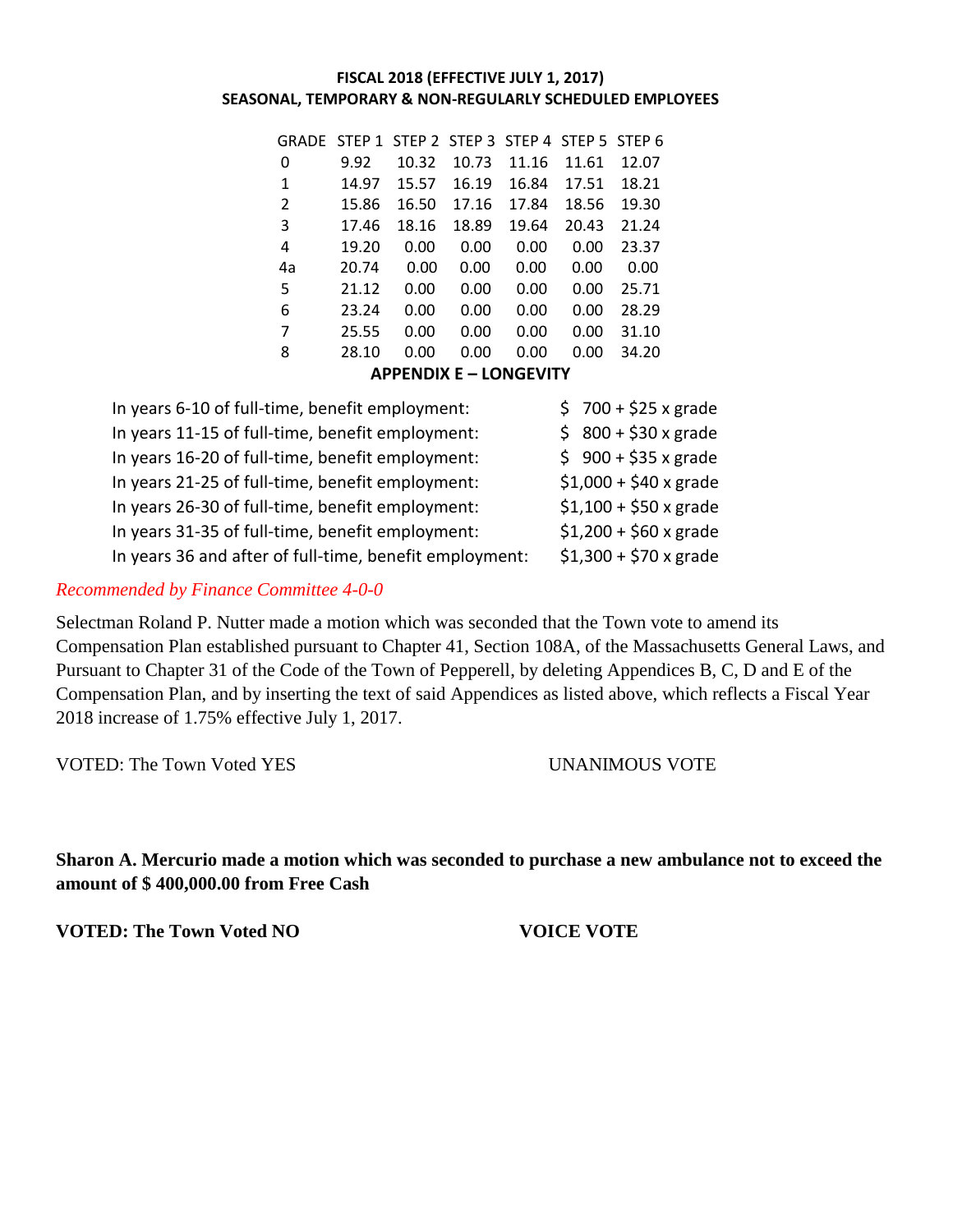**FISCAL 2018 (EFFECTIVE JULY 1, 2017)**
**SEASONAL, TEMPORARY & NON-REGULARLY SCHEDULED EMPLOYEES**

| GRADE | STEP 1 | STEP 2 | STEP 3 | STEP 4 | STEP 5 | STEP 6 |
|---|---|---|---|---|---|---|
| 0 | 9.92 | 10.32 | 10.73 | 11.16 | 11.61 | 12.07 |
| 1 | 14.97 | 15.57 | 16.19 | 16.84 | 17.51 | 18.21 |
| 2 | 15.86 | 16.50 | 17.16 | 17.84 | 18.56 | 19.30 |
| 3 | 17.46 | 18.16 | 18.89 | 19.64 | 20.43 | 21.24 |
| 4 | 19.20 | 0.00 | 0.00 | 0.00 | 0.00 | 23.37 |
| 4a | 20.74 | 0.00 | 0.00 | 0.00 | 0.00 | 0.00 |
| 5 | 21.12 | 0.00 | 0.00 | 0.00 | 0.00 | 25.71 |
| 6 | 23.24 | 0.00 | 0.00 | 0.00 | 0.00 | 28.29 |
| 7 | 25.55 | 0.00 | 0.00 | 0.00 | 0.00 | 31.10 |
| 8 | 28.10 | 0.00 | 0.00 | 0.00 | 0.00 | 34.20 |

**APPENDIX E – LONGEVITY**

| | |
|---|---|
| In years 6-10 of full-time, benefit employment: | $ 700 + $25 x grade |
| In years 11-15 of full-time, benefit employment: | $ 800 + $30 x grade |
| In years 16-20 of full-time, benefit employment: | $ 900 + $35 x grade |
| In years 21-25 of full-time, benefit employment: | $1,000 + $40 x grade |
| In years 26-30 of full-time, benefit employment: | $1,100 + $50 x grade |
| In years 31-35 of full-time, benefit employment: | $1,200 + $60 x grade |
| In years 36 and after of full-time, benefit employment: | $1,300 + $70 x grade |

*Recommended by Finance Committee 4-0-0*

Selectman Roland P. Nutter made a motion which was seconded that the Town vote to amend its Compensation Plan established pursuant to Chapter 41, Section 108A, of the Massachusetts General Laws, and Pursuant to Chapter 31 of the Code of the Town of Pepperell, by deleting Appendices B, C, D and E of the Compensation Plan, and by inserting the text of said Appendices as listed above, which reflects a Fiscal Year 2018 increase of 1.75% effective July 1, 2017.

VOTED: The Town Voted YES UNANIMOUS VOTE

**Sharon A. Mercurio made a motion which was seconded to purchase a new ambulance not to exceed the amount of $ 400,000.00 from Free Cash**

**VOTED: The Town Voted NO VOICE VOTE**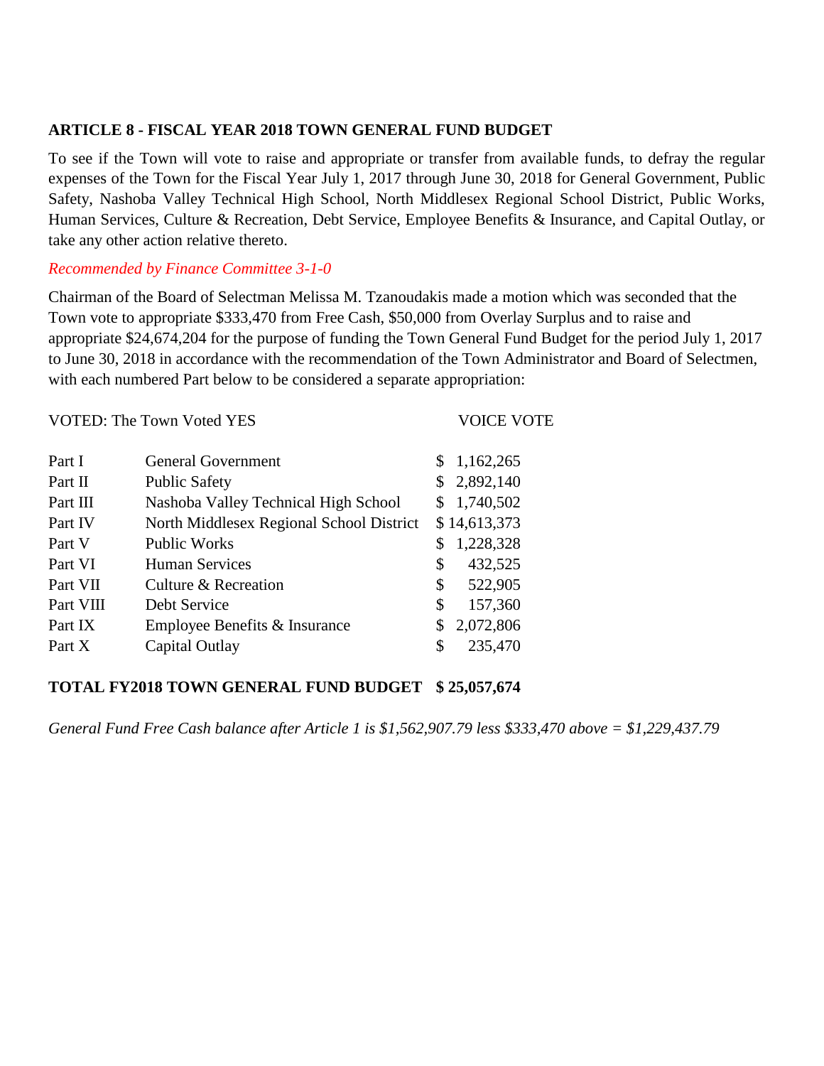**ARTICLE 8 - FISCAL YEAR 2018 TOWN GENERAL FUND BUDGET**

To see if the Town will vote to raise and appropriate or transfer from available funds, to defray the regular expenses of the Town for the Fiscal Year July 1, 2017 through June 30, 2018 for General Government, Public Safety, Nashoba Valley Technical High School, North Middlesex Regional School District, Public Works, Human Services, Culture & Recreation, Debt Service, Employee Benefits & Insurance, and Capital Outlay, or take any other action relative thereto.

*Recommended by Finance Committee 3-1-0*

Chairman of the Board of Selectman Melissa M. Tzanoudakis made a motion which was seconded that the Town vote to appropriate $333,470 from Free Cash, $50,000 from Overlay Surplus and to raise and appropriate $24,674,204 for the purpose of funding the Town General Fund Budget for the period July 1, 2017 to June 30, 2018 in accordance with the recommendation of the Town Administrator and Board of Selectmen, with each numbered Part below to be considered a separate appropriation:

VOTED: The Town Voted YES VOICE VOTE

| | | |
|---|---|---|
| Part I | General Government | $ 1,162,265 |
| Part II | Public Safety | $ 2,892,140 |
| Part III | Nashoba Valley Technical High School | $ 1,740,502 |
| Part IV | North Middlesex Regional School District | $ 14,613,373 |
| Part V | Public Works | $ 1,228,328 |
| Part VI | Human Services | $ 432,525 |
| Part VII | Culture & Recreation | $ 522,905 |
| Part VIII | Debt Service | $ 157,360 |
| Part IX | Employee Benefits & Insurance | $ 2,072,806 |
| Part X | Capital Outlay | $ 235,470 |

**TOTAL FY2018 TOWN GENERAL FUND BUDGET $ 25,057,674**

*General Fund Free Cash balance after Article 1 is $1,562,907.79 less $333,470 above = $1,229,437.79*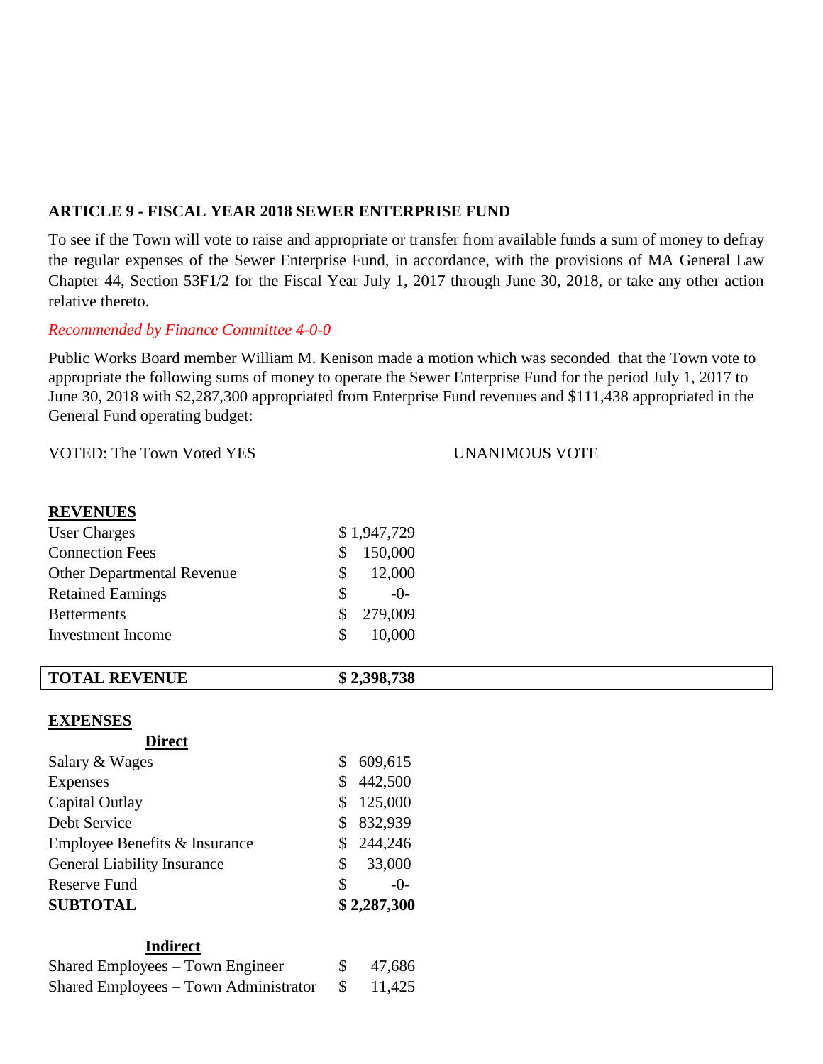**ARTICLE 9 - FISCAL YEAR 2018 SEWER ENTERPRISE FUND**

To see if the Town will vote to raise and appropriate or transfer from available funds a sum of money to defray the regular expenses of the Sewer Enterprise Fund, in accordance, with the provisions of MA General Law Chapter 44, Section 53F1/2 for the Fiscal Year July 1, 2017 through June 30, 2018, or take any other action relative thereto.

*Recommended by Finance Committee 4-0-0*

Public Works Board member William M. Kenison made a motion which was seconded that the Town vote to appropriate the following sums of money to operate the Sewer Enterprise Fund for the period July 1, 2017 to June 30, 2018 with $2,287,300 appropriated from Enterprise Fund revenues and $111,438 appropriated in the General Fund operating budget:

VOTED: The Town Voted YES UNANIMOUS VOTE

| **REVENUES** | |
|---|---|
| User Charges | $ 1,947,729 |
| Connection Fees | $ 150,000 |
| Other Departmental Revenue | $ 12,000 |
| Retained Earnings | $ -0- |
| Betterments | $ 279,009 |
| Investment Income | $ 10,000 |
| **TOTAL REVENUE** | **$ 2,398,738** |

| **EXPENSES** | |
|---|---|
| **Direct** | |
| Salary & Wages | $ 609,615 |
| Expenses | $ 442,500 |
| Capital Outlay | $ 125,000 |
| Debt Service | $ 832,939 |
| Employee Benefits & Insurance | $ 244,246 |
| General Liability Insurance | $ 33,000 |
| Reserve Fund | $ -0- |
| **SUBTOTAL** | **$ 2,287,300** |
| **Indirect** | |
| Shared Employees – Town Engineer | $ 47,686 |
| Shared Employees – Town Administrator | $ 11,425 |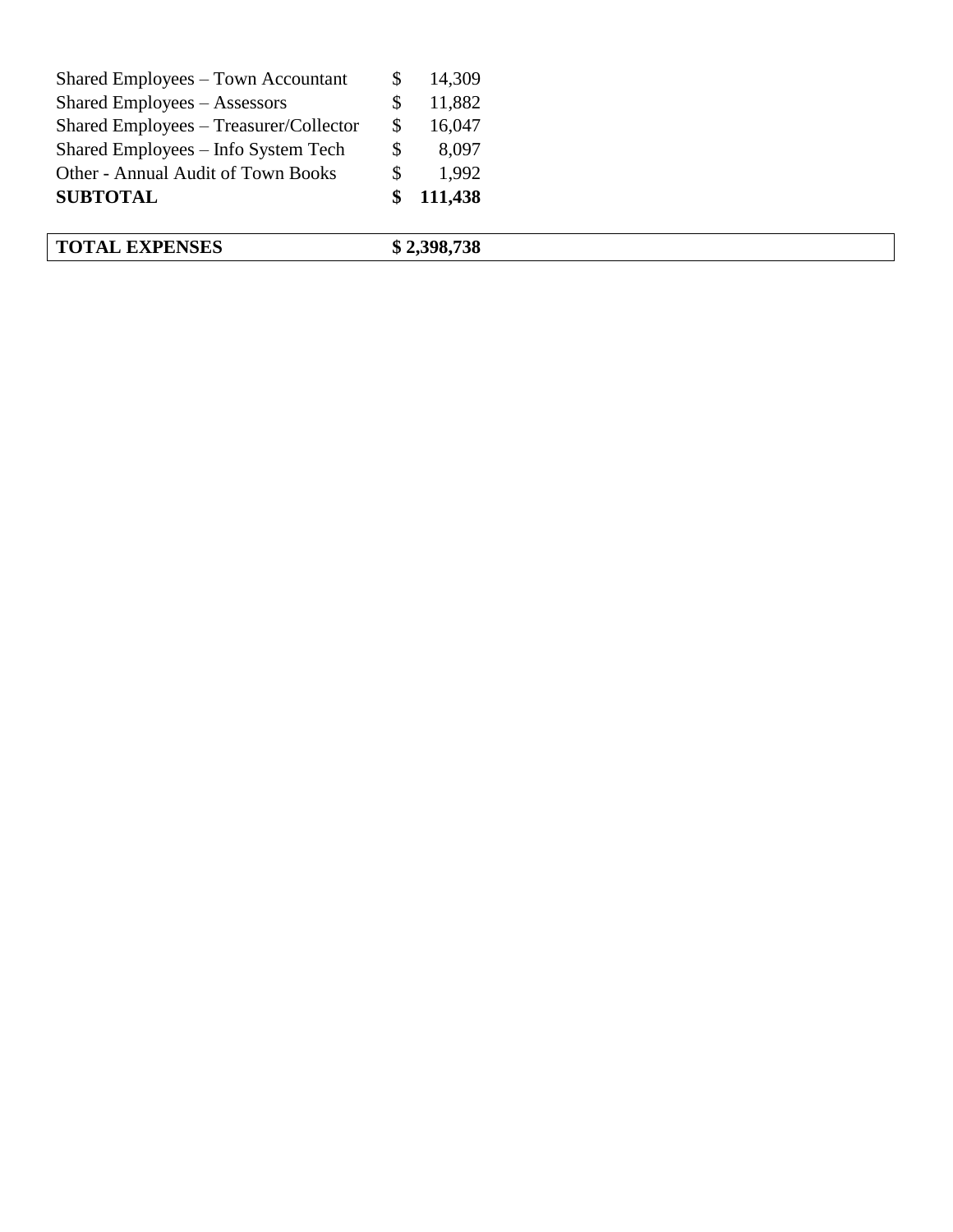| | | |
|---|---|---|
| Shared Employees – Town Accountant | $ | 14,309 |
| Shared Employees – Assessors | $ | 11,882 |
| Shared Employees – Treasurer/Collector | $ | 16,047 |
| Shared Employees – Info System Tech | $ | 8,097 |
| Other - Annual Audit of Town Books | $ | 1,992 |
| **SUBTOTAL** | **$** | **111,438** |

| | |
|---|---|
| **TOTAL EXPENSES** | **$ 2,398,738** |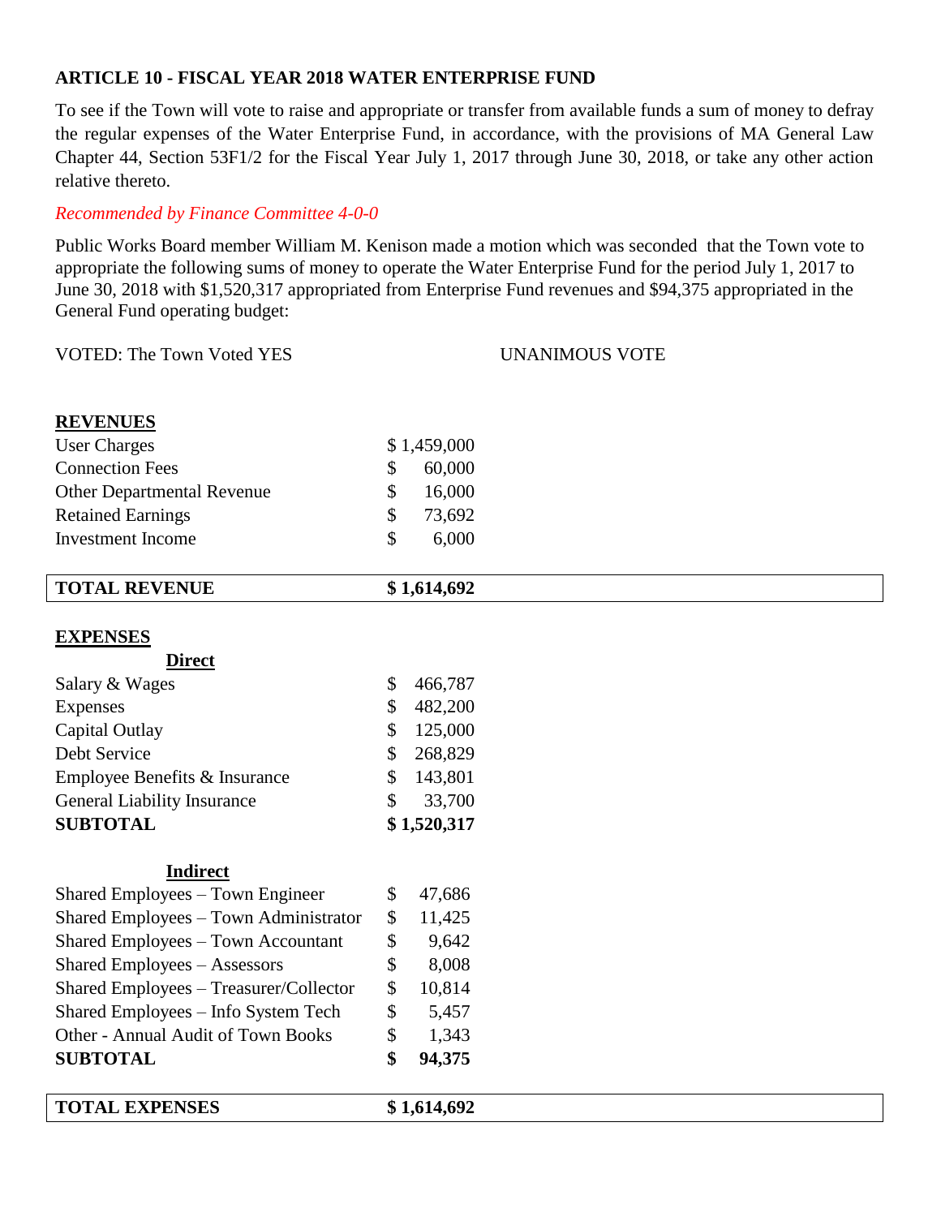### ARTICLE 10 - FISCAL YEAR 2018 WATER ENTERPRISE FUND

To see if the Town will vote to raise and appropriate or transfer from available funds a sum of money to defray the regular expenses of the Water Enterprise Fund, in accordance, with the provisions of MA General Law Chapter 44, Section 53F1/2 for the Fiscal Year July 1, 2017 through June 30, 2018, or take any other action relative thereto.

*Recommended by Finance Committee 4-0-0*

Public Works Board member William M. Kenison made a motion which was seconded that the Town vote to appropriate the following sums of money to operate the Water Enterprise Fund for the period July 1, 2017 to June 30, 2018 with $1,520,317 appropriated from Enterprise Fund revenues and $94,375 appropriated in the General Fund operating budget:

VOTED: The Town Voted YES UNANIMOUS VOTE

**REVENUES**

| | |
|---|---|
| User Charges | $ 1,459,000 |
| Connection Fees | $ 60,000 |
| Other Departmental Revenue | $ 16,000 |
| Retained Earnings | $ 73,692 |
| Investment Income | $ 6,000 |
| **TOTAL REVENUE** | **$ 1,614,692** |

**EXPENSES**

**Direct**

| | |
|---|---|
| Salary & Wages | $ 466,787 |
| Expenses | $ 482,200 |
| Capital Outlay | $ 125,000 |
| Debt Service | $ 268,829 |
| Employee Benefits & Insurance | $ 143,801 |
| General Liability Insurance | $ 33,700 |
| **SUBTOTAL** | **$ 1,520,317** |

**Indirect**

| | |
|---|---|
| Shared Employees – Town Engineer | $ 47,686 |
| Shared Employees – Town Administrator | $ 11,425 |
| Shared Employees – Town Accountant | $ 9,642 |
| Shared Employees – Assessors | $ 8,008 |
| Shared Employees – Treasurer/Collector | $ 10,814 |
| Shared Employees – Info System Tech | $ 5,457 |
| Other - Annual Audit of Town Books | $ 1,343 |
| **SUBTOTAL** | **$ 94,375** |
| **TOTAL EXPENSES** | **$ 1,614,692** |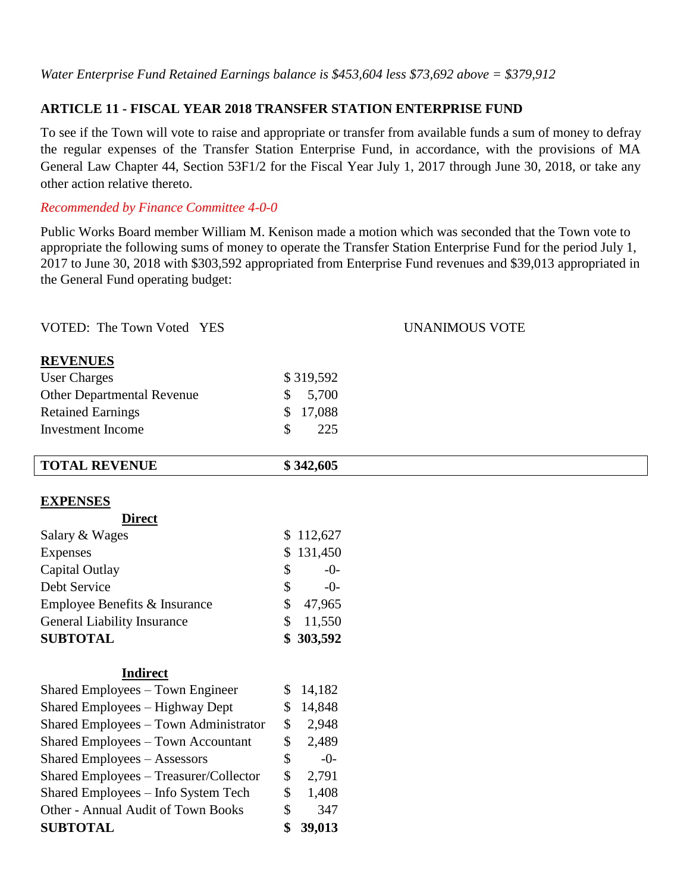*Water Enterprise Fund Retained Earnings balance is $453,604 less $73,692 above = $379,912*

## ARTICLE 11 - FISCAL YEAR 2018 TRANSFER STATION ENTERPRISE FUND

To see if the Town will vote to raise and appropriate or transfer from available funds a sum of money to defray the regular expenses of the Transfer Station Enterprise Fund, in accordance, with the provisions of MA General Law Chapter 44, Section 53F1/2 for the Fiscal Year July 1, 2017 through June 30, 2018, or take any other action relative thereto.

*Recommended by Finance Committee 4-0-0*

Public Works Board member William M. Kenison made a motion which was seconded that the Town vote to appropriate the following sums of money to operate the Transfer Station Enterprise Fund for the period July 1, 2017 to June 30, 2018 with $303,592 appropriated from Enterprise Fund revenues and $39,013 appropriated in the General Fund operating budget:

VOTED: The Town Voted YES UNANIMOUS VOTE

**REVENUES**

| | |
|---|---|
| User Charges | $ 319,592 |
| Other Departmental Revenue | $ 5,700 |
| Retained Earnings | $ 17,088 |
| Investment Income | $ 225 |
| **TOTAL REVENUE** | **$ 342,605** |

**EXPENSES**

| **Direct** | |
|---|---|
| Salary & Wages | $ 112,627 |
| Expenses | $ 131,450 |
| Capital Outlay | $ -0- |
| Debt Service | $ -0- |
| Employee Benefits & Insurance | $ 47,965 |
| General Liability Insurance | $ 11,550 |
| **SUBTOTAL** | **$ 303,592** |

| **Indirect** | |
|---|---|
| Shared Employees – Town Engineer | $ 14,182 |
| Shared Employees – Highway Dept | $ 14,848 |
| Shared Employees – Town Administrator | $ 2,948 |
| Shared Employees – Town Accountant | $ 2,489 |
| Shared Employees – Assessors | $ -0- |
| Shared Employees – Treasurer/Collector | $ 2,791 |
| Shared Employees – Info System Tech | $ 1,408 |
| Other - Annual Audit of Town Books | $ 347 |
| **SUBTOTAL** | **$ 39,013** |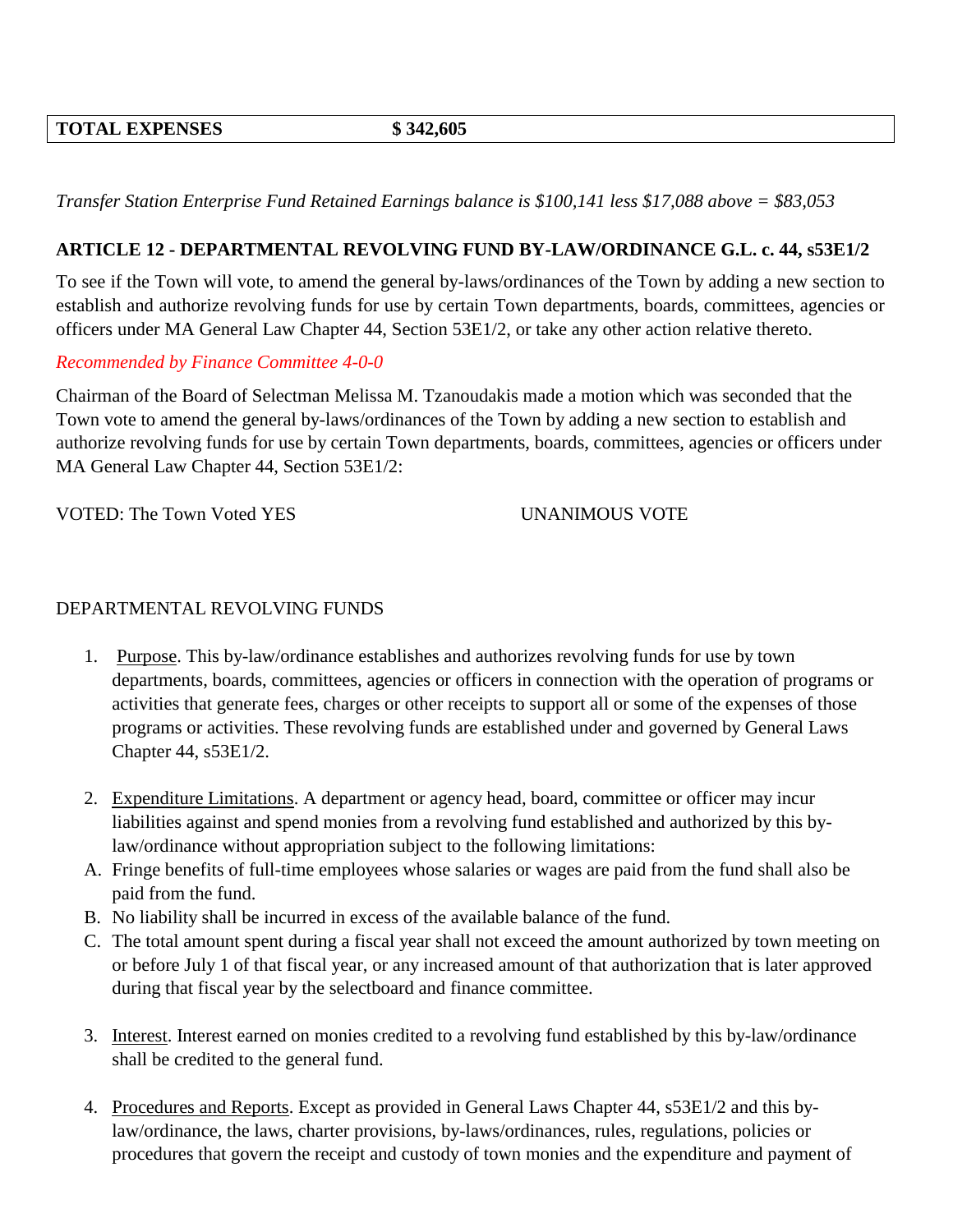| **TOTAL EXPENSES** | **$ 342,605** |
|---|---|

*Transfer Station Enterprise Fund Retained Earnings balance is $100,141 less $17,088 above = $83,053*

**ARTICLE 12 - DEPARTMENTAL REVOLVING FUND BY-LAW/ORDINANCE G.L. c. 44, s53E1/2**

To see if the Town will vote, to amend the general by-laws/ordinances of the Town by adding a new section to establish and authorize revolving funds for use by certain Town departments, boards, committees, agencies or officers under MA General Law Chapter 44, Section 53E1/2, or take any other action relative thereto.

*Recommended by Finance Committee 4-0-0*

Chairman of the Board of Selectman Melissa M. Tzanoudakis made a motion which was seconded that the Town vote to amend the general by-laws/ordinances of the Town by adding a new section to establish and authorize revolving funds for use by certain Town departments, boards, committees, agencies or officers under MA General Law Chapter 44, Section 53E1/2:

VOTED: The Town Voted YES UNANIMOUS VOTE

DEPARTMENTAL REVOLVING FUNDS

1. Purpose. This by-law/ordinance establishes and authorizes revolving funds for use by town departments, boards, committees, agencies or officers in connection with the operation of programs or activities that generate fees, charges or other receipts to support all or some of the expenses of those programs or activities. These revolving funds are established under and governed by General Laws Chapter 44, s53E1/2.

2. Expenditure Limitations. A department or agency head, board, committee or officer may incur liabilities against and spend monies from a revolving fund established and authorized by this by-law/ordinance without appropriation subject to the following limitations:

A. Fringe benefits of full-time employees whose salaries or wages are paid from the fund shall also be paid from the fund.
B. No liability shall be incurred in excess of the available balance of the fund.
C. The total amount spent during a fiscal year shall not exceed the amount authorized by town meeting on or before July 1 of that fiscal year, or any increased amount of that authorization that is later approved during that fiscal year by the selectboard and finance committee.

3. Interest. Interest earned on monies credited to a revolving fund established by this by-law/ordinance shall be credited to the general fund.

4. Procedures and Reports. Except as provided in General Laws Chapter 44, s53E1/2 and this by-law/ordinance, the laws, charter provisions, by-laws/ordinances, rules, regulations, policies or procedures that govern the receipt and custody of town monies and the expenditure and payment of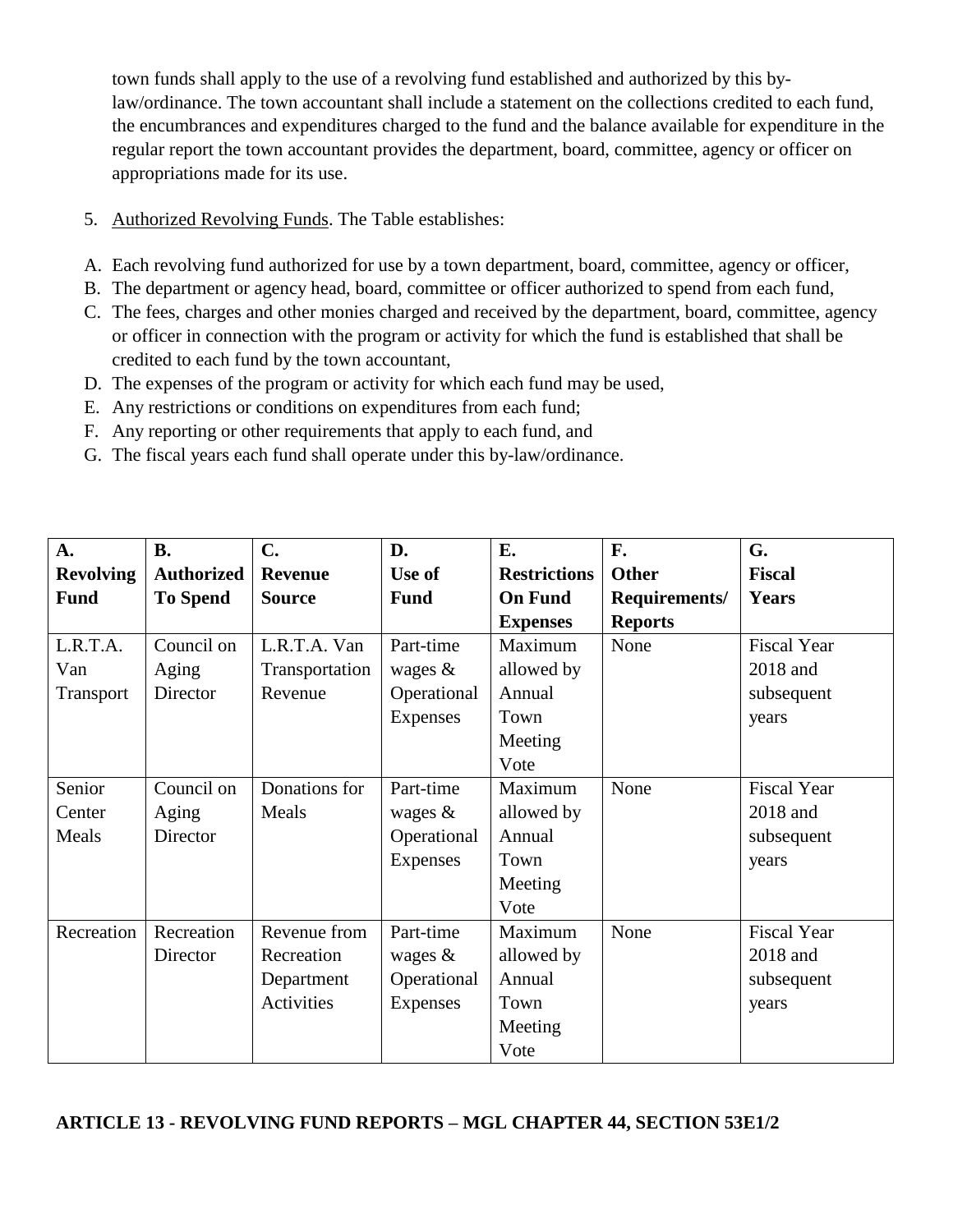town funds shall apply to the use of a revolving fund established and authorized by this by-law/ordinance. The town accountant shall include a statement on the collections credited to each fund, the encumbrances and expenditures charged to the fund and the balance available for expenditure in the regular report the town accountant provides the department, board, committee, agency or officer on appropriations made for its use.

5. Authorized Revolving Funds. The Table establishes:

A. Each revolving fund authorized for use by a town department, board, committee, agency or officer,
B. The department or agency head, board, committee or officer authorized to spend from each fund,
C. The fees, charges and other monies charged and received by the department, board, committee, agency or officer in connection with the program or activity for which the fund is established that shall be credited to each fund by the town accountant,
D. The expenses of the program or activity for which each fund may be used,
E. Any restrictions or conditions on expenditures from each fund;
F. Any reporting or other requirements that apply to each fund, and
G. The fiscal years each fund shall operate under this by-law/ordinance.

| A. Revolving Fund | B. Authorized To Spend | C. Revenue Source | D. Use of Fund | E. Restrictions On Fund Expenses | F. Other Requirements/ Reports | G. Fiscal Years |
|---|---|---|---|---|---|---|
| L.R.T.A. Van Transport | Council on Aging Director | L.R.T.A. Van Transportation Revenue | Part-time wages & Operational Expenses | Maximum allowed by Annual Town Meeting Vote | None | Fiscal Year 2018 and subsequent years |
| Senior Center Meals | Council on Aging Director | Donations for Meals | Part-time wages & Operational Expenses | Maximum allowed by Annual Town Meeting Vote | None | Fiscal Year 2018 and subsequent years |
| Recreation | Recreation Director | Revenue from Recreation Department Activities | Part-time wages & Operational Expenses | Maximum allowed by Annual Town Meeting Vote | None | Fiscal Year 2018 and subsequent years |

**ARTICLE 13 - REVOLVING FUND REPORTS – MGL CHAPTER 44, SECTION 53E1/2**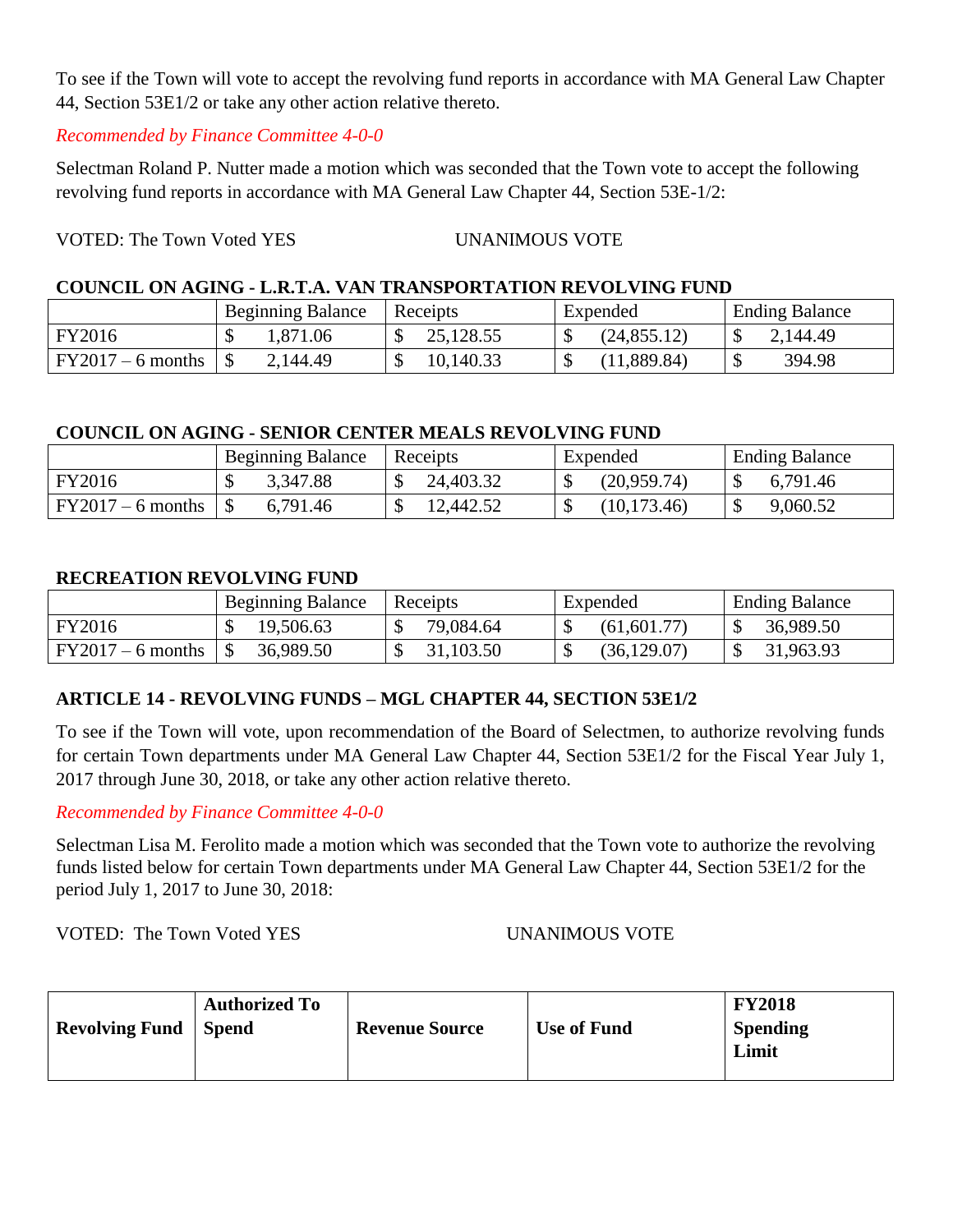To see if the Town will vote to accept the revolving fund reports in accordance with MA General Law Chapter 44, Section 53E1/2 or take any other action relative thereto.

*Recommended by Finance Committee 4-0-0*

Selectman Roland P. Nutter made a motion which was seconded that the Town vote to accept the following revolving fund reports in accordance with MA General Law Chapter 44, Section 53E-1/2:

VOTED: The Town Voted YES UNANIMOUS VOTE

**COUNCIL ON AGING - L.R.T.A. VAN TRANSPORTATION REVOLVING FUND**

| | Beginning Balance | Receipts | Expended | Ending Balance |
|---|---|---|---|---|
| FY2016 | $ 1,871.06 | $ 25,128.55 | $ (24,855.12) | $ 2,144.49 |
| FY2017 – 6 months | $ 2,144.49 | $ 10,140.33 | $ (11,889.84) | $ 394.98 |

**COUNCIL ON AGING - SENIOR CENTER MEALS REVOLVING FUND**

| | Beginning Balance | Receipts | Expended | Ending Balance |
|---|---|---|---|---|
| FY2016 | $ 3,347.88 | $ 24,403.32 | $ (20,959.74) | $ 6,791.46 |
| FY2017 – 6 months | $ 6,791.46 | $ 12,442.52 | $ (10,173.46) | $ 9,060.52 |

**RECREATION REVOLVING FUND**

| | Beginning Balance | Receipts | Expended | Ending Balance |
|---|---|---|---|---|
| FY2016 | $ 19,506.63 | $ 79,084.64 | $ (61,601.77) | $ 36,989.50 |
| FY2017 – 6 months | $ 36,989.50 | $ 31,103.50 | $ (36,129.07) | $ 31,963.93 |

## ARTICLE 14 - REVOLVING FUNDS – MGL CHAPTER 44, SECTION 53E1/2

To see if the Town will vote, upon recommendation of the Board of Selectmen, to authorize revolving funds for certain Town departments under MA General Law Chapter 44, Section 53E1/2 for the Fiscal Year July 1, 2017 through June 30, 2018, or take any other action relative thereto.

*Recommended by Finance Committee 4-0-0*

Selectman Lisa M. Ferolito made a motion which was seconded that the Town vote to authorize the revolving funds listed below for certain Town departments under MA General Law Chapter 44, Section 53E1/2 for the period July 1, 2017 to June 30, 2018:

VOTED: The Town Voted YES UNANIMOUS VOTE

| Revolving Fund | Authorized To Spend | Revenue Source | Use of Fund | FY2018 Spending Limit |
|---|---|---|---|---|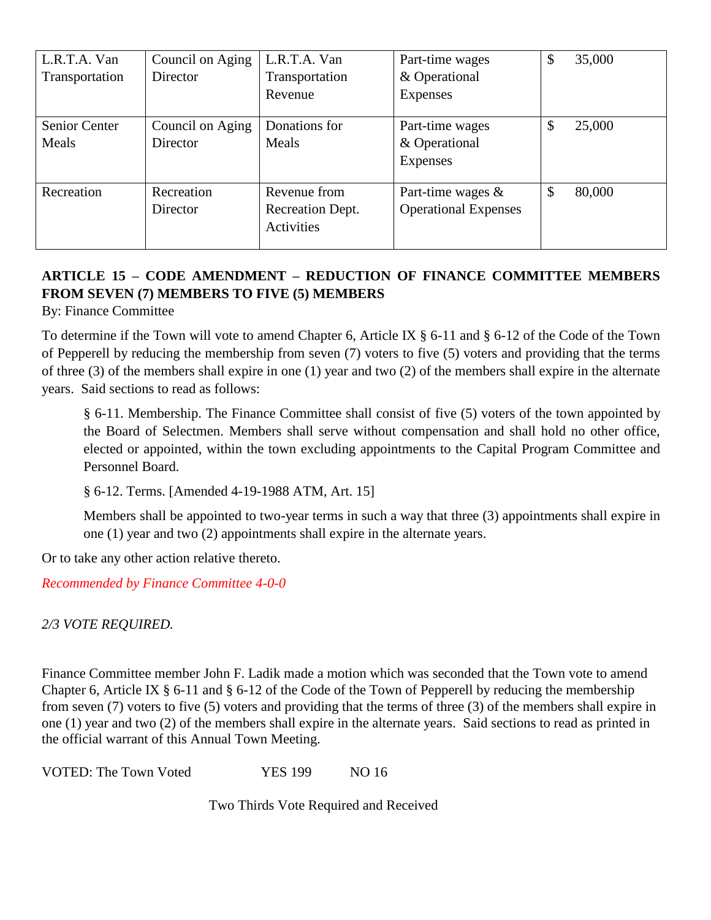| L.R.T.A. Van Transportation | Council on Aging Director | L.R.T.A. Van Transportation Revenue | Part-time wages & Operational Expenses | $ 35,000 |
|---|---|---|---|---|
| Senior Center Meals | Council on Aging Director | Donations for Meals | Part-time wages & Operational Expenses | $ 25,000 |
| Recreation | Recreation Director | Revenue from Recreation Dept. Activities | Part-time wages & Operational Expenses | $ 80,000 |

**ARTICLE 15 – CODE AMENDMENT – REDUCTION OF FINANCE COMMITTEE MEMBERS FROM SEVEN (7) MEMBERS TO FIVE (5) MEMBERS**

By: Finance Committee

To determine if the Town will vote to amend Chapter 6, Article IX § 6-11 and § 6-12 of the Code of the Town of Pepperell by reducing the membership from seven (7) voters to five (5) voters and providing that the terms of three (3) of the members shall expire in one (1) year and two (2) of the members shall expire in the alternate years. Said sections to read as follows:

> § 6-11. Membership. The Finance Committee shall consist of five (5) voters of the town appointed by the Board of Selectmen. Members shall serve without compensation and shall hold no other office, elected or appointed, within the town excluding appointments to the Capital Program Committee and Personnel Board.
>
> § 6-12. Terms. [Amended 4-19-1988 ATM, Art. 15]
>
> Members shall be appointed to two-year terms in such a way that three (3) appointments shall expire in one (1) year and two (2) appointments shall expire in the alternate years.

Or to take any other action relative thereto.

*Recommended by Finance Committee 4-0-0*

*2/3 VOTE REQUIRED.*

Finance Committee member John F. Ladik made a motion which was seconded that the Town vote to amend Chapter 6, Article IX § 6-11 and § 6-12 of the Code of the Town of Pepperell by reducing the membership from seven (7) voters to five (5) voters and providing that the terms of three (3) of the members shall expire in one (1) year and two (2) of the members shall expire in the alternate years. Said sections to read as printed in the official warrant of this Annual Town Meeting.

VOTED: The Town Voted YES 199 NO 16

Two Thirds Vote Required and Received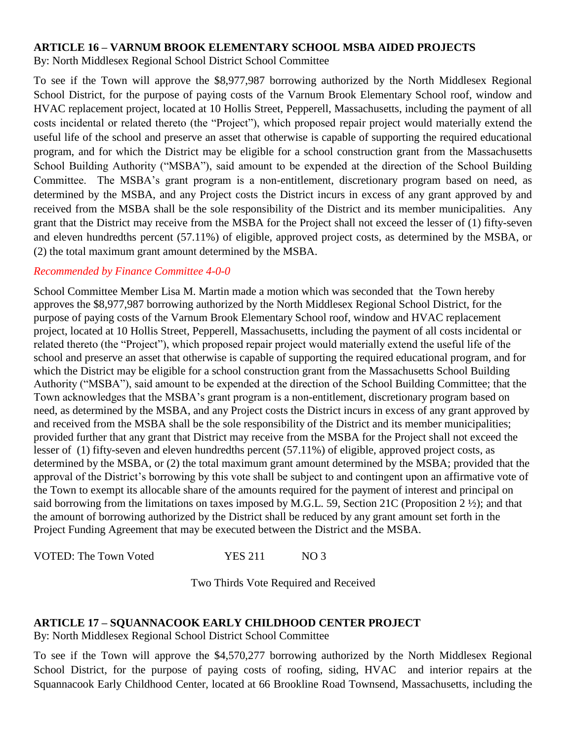**ARTICLE 16 – VARNUM BROOK ELEMENTARY SCHOOL MSBA AIDED PROJECTS**
By: North Middlesex Regional School District School Committee

To see if the Town will approve the $8,977,987 borrowing authorized by the North Middlesex Regional School District, for the purpose of paying costs of the Varnum Brook Elementary School roof, window and HVAC replacement project, located at 10 Hollis Street, Pepperell, Massachusetts, including the payment of all costs incidental or related thereto (the "Project"), which proposed repair project would materially extend the useful life of the school and preserve an asset that otherwise is capable of supporting the required educational program, and for which the District may be eligible for a school construction grant from the Massachusetts School Building Authority ("MSBA"), said amount to be expended at the direction of the School Building Committee. The MSBA's grant program is a non-entitlement, discretionary program based on need, as determined by the MSBA, and any Project costs the District incurs in excess of any grant approved by and received from the MSBA shall be the sole responsibility of the District and its member municipalities. Any grant that the District may receive from the MSBA for the Project shall not exceed the lesser of (1) fifty-seven and eleven hundredths percent (57.11%) of eligible, approved project costs, as determined by the MSBA, or (2) the total maximum grant amount determined by the MSBA.

*Recommended by Finance Committee 4-0-0*

School Committee Member Lisa M. Martin made a motion which was seconded that the Town hereby approves the $8,977,987 borrowing authorized by the North Middlesex Regional School District, for the purpose of paying costs of the Varnum Brook Elementary School roof, window and HVAC replacement project, located at 10 Hollis Street, Pepperell, Massachusetts, including the payment of all costs incidental or related thereto (the "Project"), which proposed repair project would materially extend the useful life of the school and preserve an asset that otherwise is capable of supporting the required educational program, and for which the District may be eligible for a school construction grant from the Massachusetts School Building Authority ("MSBA"), said amount to be expended at the direction of the School Building Committee; that the Town acknowledges that the MSBA's grant program is a non-entitlement, discretionary program based on need, as determined by the MSBA, and any Project costs the District incurs in excess of any grant approved by and received from the MSBA shall be the sole responsibility of the District and its member municipalities; provided further that any grant that District may receive from the MSBA for the Project shall not exceed the lesser of (1) fifty-seven and eleven hundredths percent (57.11%) of eligible, approved project costs, as determined by the MSBA, or (2) the total maximum grant amount determined by the MSBA; provided that the approval of the District's borrowing by this vote shall be subject to and contingent upon an affirmative vote of the Town to exempt its allocable share of the amounts required for the payment of interest and principal on said borrowing from the limitations on taxes imposed by M.G.L. 59, Section 21C (Proposition 2 ½); and that the amount of borrowing authorized by the District shall be reduced by any grant amount set forth in the Project Funding Agreement that may be executed between the District and the MSBA.

VOTED: The Town Voted YES 211 NO 3

Two Thirds Vote Required and Received

**ARTICLE 17 – SQUANNACOOK EARLY CHILDHOOD CENTER PROJECT**
By: North Middlesex Regional School District School Committee

To see if the Town will approve the $4,570,277 borrowing authorized by the North Middlesex Regional School District, for the purpose of paying costs of roofing, siding, HVAC and interior repairs at the Squannacook Early Childhood Center, located at 66 Brookline Road Townsend, Massachusetts, including the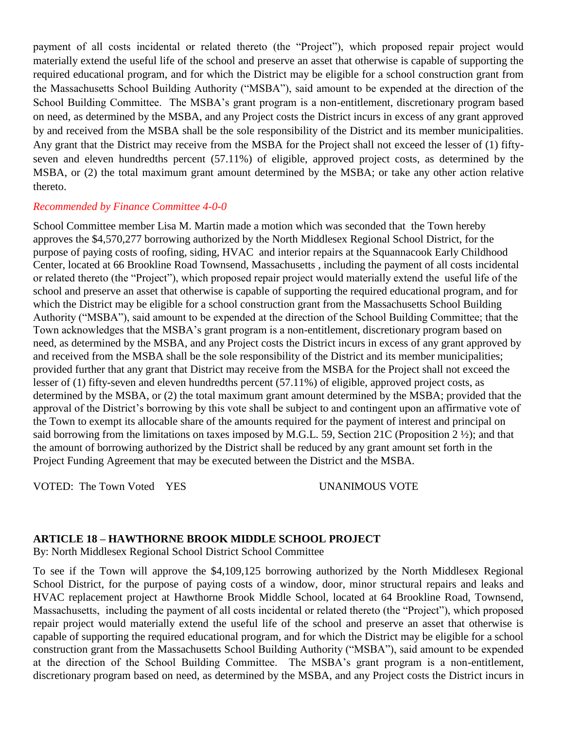payment of all costs incidental or related thereto (the "Project"), which proposed repair project would materially extend the useful life of the school and preserve an asset that otherwise is capable of supporting the required educational program, and for which the District may be eligible for a school construction grant from the Massachusetts School Building Authority ("MSBA"), said amount to be expended at the direction of the School Building Committee. The MSBA's grant program is a non-entitlement, discretionary program based on need, as determined by the MSBA, and any Project costs the District incurs in excess of any grant approved by and received from the MSBA shall be the sole responsibility of the District and its member municipalities. Any grant that the District may receive from the MSBA for the Project shall not exceed the lesser of (1) fifty-seven and eleven hundredths percent (57.11%) of eligible, approved project costs, as determined by the MSBA, or (2) the total maximum grant amount determined by the MSBA; or take any other action relative thereto.

*Recommended by Finance Committee 4-0-0*

School Committee member Lisa M. Martin made a motion which was seconded that the Town hereby approves the $4,570,277 borrowing authorized by the North Middlesex Regional School District, for the purpose of paying costs of roofing, siding, HVAC and interior repairs at the Squannacook Early Childhood Center, located at 66 Brookline Road Townsend, Massachusetts , including the payment of all costs incidental or related thereto (the "Project"), which proposed repair project would materially extend the useful life of the school and preserve an asset that otherwise is capable of supporting the required educational program, and for which the District may be eligible for a school construction grant from the Massachusetts School Building Authority ("MSBA"), said amount to be expended at the direction of the School Building Committee; that the Town acknowledges that the MSBA's grant program is a non-entitlement, discretionary program based on need, as determined by the MSBA, and any Project costs the District incurs in excess of any grant approved by and received from the MSBA shall be the sole responsibility of the District and its member municipalities; provided further that any grant that District may receive from the MSBA for the Project shall not exceed the lesser of (1) fifty-seven and eleven hundredths percent (57.11%) of eligible, approved project costs, as determined by the MSBA, or (2) the total maximum grant amount determined by the MSBA; provided that the approval of the District's borrowing by this vote shall be subject to and contingent upon an affirmative vote of the Town to exempt its allocable share of the amounts required for the payment of interest and principal on said borrowing from the limitations on taxes imposed by M.G.L. 59, Section 21C (Proposition 2 ½); and that the amount of borrowing authorized by the District shall be reduced by any grant amount set forth in the Project Funding Agreement that may be executed between the District and the MSBA.

VOTED: The Town Voted YES UNANIMOUS VOTE

**ARTICLE 18 – HAWTHORNE BROOK MIDDLE SCHOOL PROJECT**

By: North Middlesex Regional School District School Committee

To see if the Town will approve the $4,109,125 borrowing authorized by the North Middlesex Regional School District, for the purpose of paying costs of a window, door, minor structural repairs and leaks and HVAC replacement project at Hawthorne Brook Middle School, located at 64 Brookline Road, Townsend, Massachusetts, including the payment of all costs incidental or related thereto (the "Project"), which proposed repair project would materially extend the useful life of the school and preserve an asset that otherwise is capable of supporting the required educational program, and for which the District may be eligible for a school construction grant from the Massachusetts School Building Authority ("MSBA"), said amount to be expended at the direction of the School Building Committee. The MSBA's grant program is a non-entitlement, discretionary program based on need, as determined by the MSBA, and any Project costs the District incurs in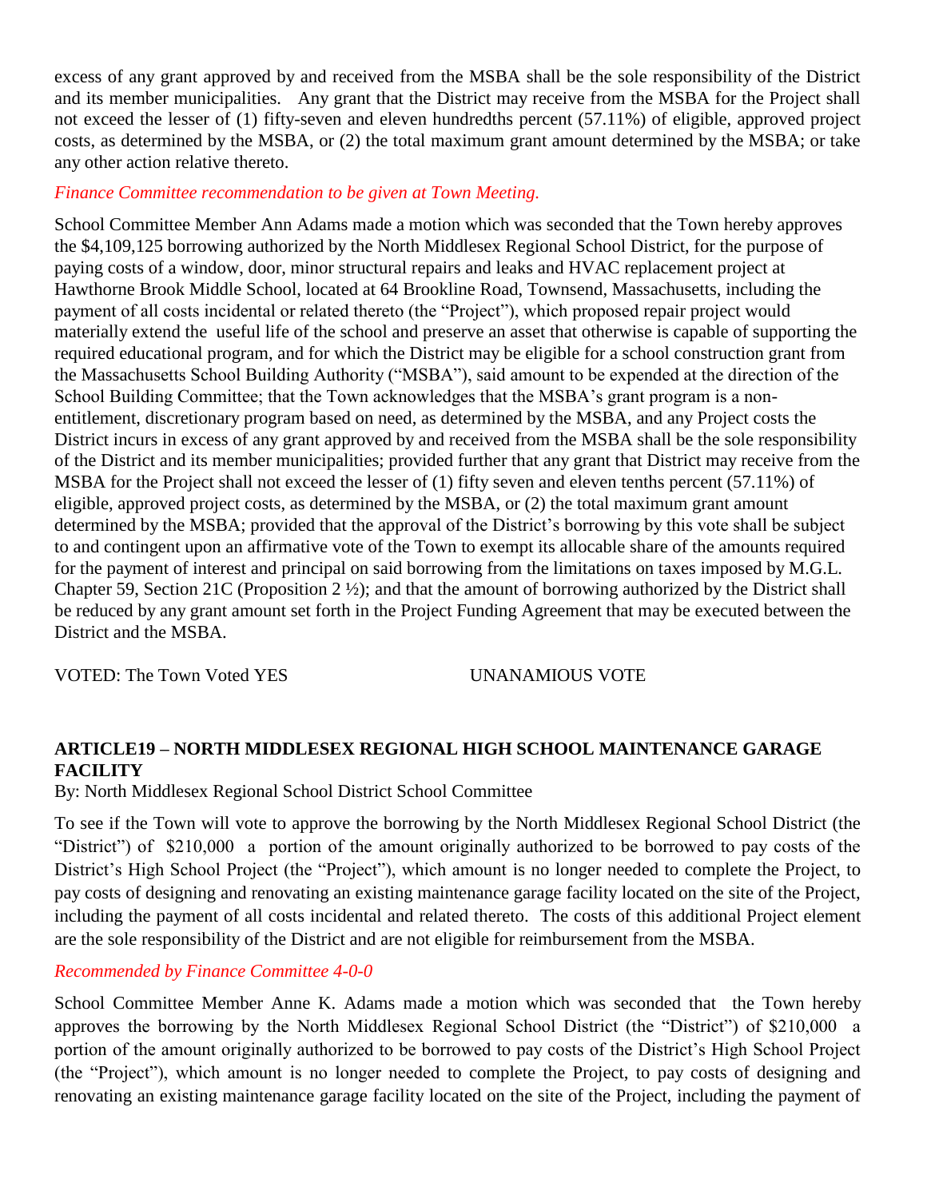excess of any grant approved by and received from the MSBA shall be the sole responsibility of the District and its member municipalities. Any grant that the District may receive from the MSBA for the Project shall not exceed the lesser of (1) fifty-seven and eleven hundredths percent (57.11%) of eligible, approved project costs, as determined by the MSBA, or (2) the total maximum grant amount determined by the MSBA; or take any other action relative thereto.

*Finance Committee recommendation to be given at Town Meeting.*

School Committee Member Ann Adams made a motion which was seconded that the Town hereby approves the $4,109,125 borrowing authorized by the North Middlesex Regional School District, for the purpose of paying costs of a window, door, minor structural repairs and leaks and HVAC replacement project at Hawthorne Brook Middle School, located at 64 Brookline Road, Townsend, Massachusetts, including the payment of all costs incidental or related thereto (the "Project"), which proposed repair project would materially extend the useful life of the school and preserve an asset that otherwise is capable of supporting the required educational program, and for which the District may be eligible for a school construction grant from the Massachusetts School Building Authority ("MSBA"), said amount to be expended at the direction of the School Building Committee; that the Town acknowledges that the MSBA's grant program is a non-entitlement, discretionary program based on need, as determined by the MSBA, and any Project costs the District incurs in excess of any grant approved by and received from the MSBA shall be the sole responsibility of the District and its member municipalities; provided further that any grant that District may receive from the MSBA for the Project shall not exceed the lesser of (1) fifty seven and eleven tenths percent (57.11%) of eligible, approved project costs, as determined by the MSBA, or (2) the total maximum grant amount determined by the MSBA; provided that the approval of the District's borrowing by this vote shall be subject to and contingent upon an affirmative vote of the Town to exempt its allocable share of the amounts required for the payment of interest and principal on said borrowing from the limitations on taxes imposed by M.G.L. Chapter 59, Section 21C (Proposition 2 ½); and that the amount of borrowing authorized by the District shall be reduced by any grant amount set forth in the Project Funding Agreement that may be executed between the District and the MSBA.

VOTED: The Town Voted YES UNANAMIOUS VOTE

**ARTICLE19 – NORTH MIDDLESEX REGIONAL HIGH SCHOOL MAINTENANCE GARAGE FACILITY**

By: North Middlesex Regional School District School Committee

To see if the Town will vote to approve the borrowing by the North Middlesex Regional School District (the "District") of $210,000 a portion of the amount originally authorized to be borrowed to pay costs of the District's High School Project (the "Project"), which amount is no longer needed to complete the Project, to pay costs of designing and renovating an existing maintenance garage facility located on the site of the Project, including the payment of all costs incidental and related thereto. The costs of this additional Project element are the sole responsibility of the District and are not eligible for reimbursement from the MSBA.

*Recommended by Finance Committee 4-0-0*

School Committee Member Anne K. Adams made a motion which was seconded that the Town hereby approves the borrowing by the North Middlesex Regional School District (the "District") of $210,000 a portion of the amount originally authorized to be borrowed to pay costs of the District's High School Project (the "Project"), which amount is no longer needed to complete the Project, to pay costs of designing and renovating an existing maintenance garage facility located on the site of the Project, including the payment of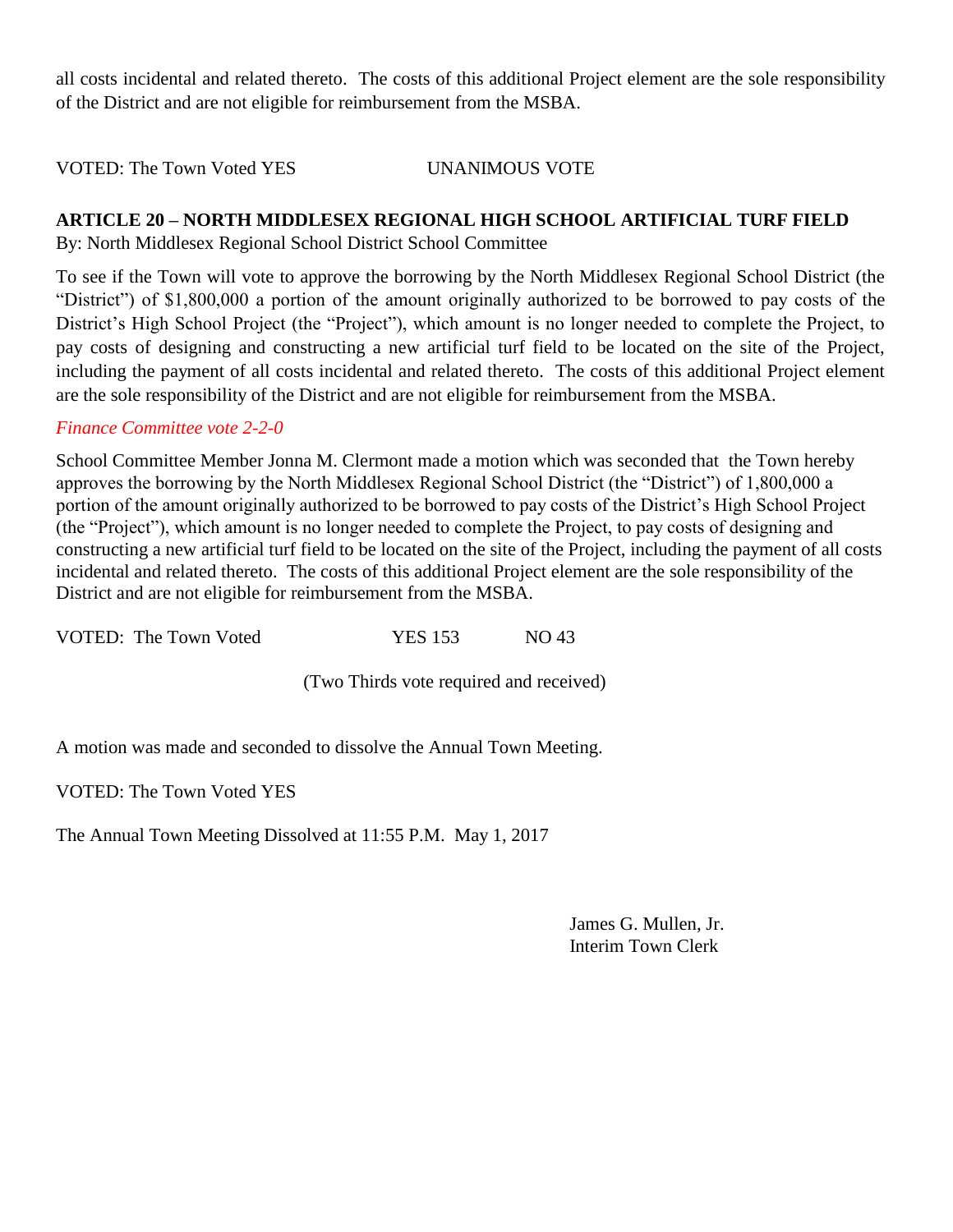all costs incidental and related thereto. The costs of this additional Project element are the sole responsibility of the District and are not eligible for reimbursement from the MSBA.

VOTED: The Town Voted YES UNANIMOUS VOTE

**ARTICLE 20 – NORTH MIDDLESEX REGIONAL HIGH SCHOOL ARTIFICIAL TURF FIELD**

By: North Middlesex Regional School District School Committee

To see if the Town will vote to approve the borrowing by the North Middlesex Regional School District (the "District") of $1,800,000 a portion of the amount originally authorized to be borrowed to pay costs of the District's High School Project (the "Project"), which amount is no longer needed to complete the Project, to pay costs of designing and constructing a new artificial turf field to be located on the site of the Project, including the payment of all costs incidental and related thereto. The costs of this additional Project element are the sole responsibility of the District and are not eligible for reimbursement from the MSBA.

*Finance Committee vote 2-2-0*

School Committee Member Jonna M. Clermont made a motion which was seconded that the Town hereby approves the borrowing by the North Middlesex Regional School District (the "District") of 1,800,000 a portion of the amount originally authorized to be borrowed to pay costs of the District's High School Project (the "Project"), which amount is no longer needed to complete the Project, to pay costs of designing and constructing a new artificial turf field to be located on the site of the Project, including the payment of all costs incidental and related thereto. The costs of this additional Project element are the sole responsibility of the District and are not eligible for reimbursement from the MSBA.

VOTED: The Town Voted YES 153 NO 43

(Two Thirds vote required and received)

A motion was made and seconded to dissolve the Annual Town Meeting.

VOTED: The Town Voted YES

The Annual Town Meeting Dissolved at 11:55 P.M. May 1, 2017

James G. Mullen, Jr.
Interim Town Clerk